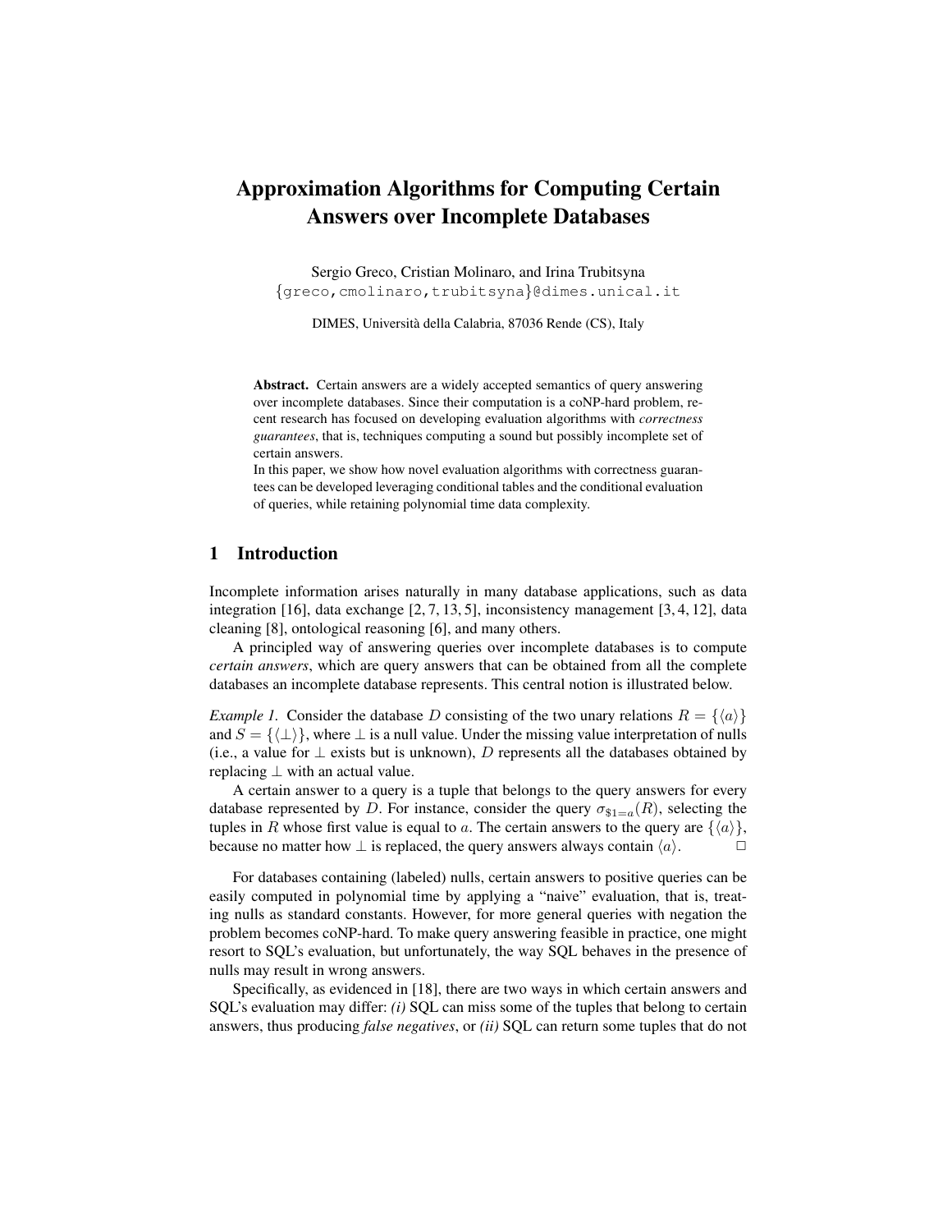# Approximation Algorithms for Computing Certain Answers over Incomplete Databases

Sergio Greco, Cristian Molinaro, and Irina Trubitsyna
{greco,cmolinaro,trubitsyna}@dimes.unical.it

DIMES, Università della Calabria, 87036 Rende (CS), Italy

**Abstract.** Certain answers are a widely accepted semantics of query answering over incomplete databases. Since their computation is a coNP-hard problem, recent research has focused on developing evaluation algorithms with *correctness guarantees*, that is, techniques computing a sound but possibly incomplete set of certain answers.
In this paper, we show how novel evaluation algorithms with correctness guarantees can be developed leveraging conditional tables and the conditional evaluation of queries, while retaining polynomial time data complexity.

## 1 Introduction

Incomplete information arises naturally in many database applications, such as data integration [16], data exchange [2, 7, 13, 5], inconsistency management [3, 4, 12], data cleaning [8], ontological reasoning [6], and many others.

A principled way of answering queries over incomplete databases is to compute *certain answers*, which are query answers that can be obtained from all the complete databases an incomplete database represents. This central notion is illustrated below.

*Example 1.* Consider the database $D$ consisting of the two unary relations $R = \{\langle a \rangle\}$ and $S = \{\langle \bot \rangle\}$, where $\bot$ is a null value. Under the missing value interpretation of nulls (i.e., a value for $\bot$ exists but is unknown), $D$ represents all the databases obtained by replacing $\bot$ with an actual value.

A certain answer to a query is a tuple that belongs to the query answers for every database represented by $D$. For instance, consider the query $\sigma_{\$1=a}(R)$, selecting the tuples in $R$ whose first value is equal to $a$. The certain answers to the query are $\{\langle a \rangle\}$, because no matter how $\bot$ is replaced, the query answers always contain $\langle a \rangle$. □

For databases containing (labeled) nulls, certain answers to positive queries can be easily computed in polynomial time by applying a "naive" evaluation, that is, treating nulls as standard constants. However, for more general queries with negation the problem becomes coNP-hard. To make query answering feasible in practice, one might resort to SQL's evaluation, but unfortunately, the way SQL behaves in the presence of nulls may result in wrong answers.

Specifically, as evidenced in [18], there are two ways in which certain answers and SQL's evaluation may differ: *(i)* SQL can miss some of the tuples that belong to certain answers, thus producing *false negatives*, or *(ii)* SQL can return some tuples that do not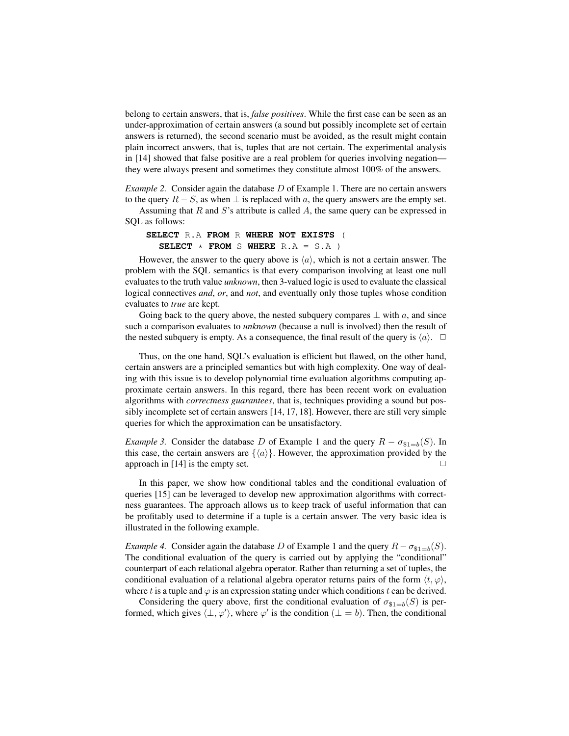belong to certain answers, that is, *false positives*. While the first case can be seen as an under-approximation of certain answers (a sound but possibly incomplete set of certain answers is returned), the second scenario must be avoided, as the result might contain plain incorrect answers, that is, tuples that are not certain. The experimental analysis in [14] showed that false positive are a real problem for queries involving negation—they were always present and sometimes they constitute almost 100% of the answers.

*Example 2.* Consider again the database $D$ of Example 1. There are no certain answers to the query $R - S$, as when $\bot$ is replaced with $a$, the query answers are the empty set.

Assuming that $R$ and $S$'s attribute is called $A$, the same query can be expressed in SQL as follows:

```
SELECT R.A FROM R WHERE NOT EXISTS (
  SELECT * FROM S WHERE R.A = S.A )
```

However, the answer to the query above is $\langle a \rangle$, which is not a certain answer. The problem with the SQL semantics is that every comparison involving at least one null evaluates to the truth value *unknown*, then 3-valued logic is used to evaluate the classical logical connectives *and*, *or*, and *not*, and eventually only those tuples whose condition evaluates to *true* are kept.

Going back to the query above, the nested subquery compares $\bot$ with $a$, and since such a comparison evaluates to *unknown* (because a null is involved) then the result of the nested subquery is empty. As a consequence, the final result of the query is $\langle a \rangle$. □

Thus, on the one hand, SQL's evaluation is efficient but flawed, on the other hand, certain answers are a principled semantics but with high complexity. One way of dealing with this issue is to develop polynomial time evaluation algorithms computing approximate certain answers. In this regard, there has been recent work on evaluation algorithms with *correctness guarantees*, that is, techniques providing a sound but possibly incomplete set of certain answers [14, 17, 18]. However, there are still very simple queries for which the approximation can be unsatisfactory.

*Example 3.* Consider the database $D$ of Example 1 and the query $R - \sigma_{\$1=b}(S)$. In this case, the certain answers are $\{\langle a \rangle\}$. However, the approximation provided by the approach in [14] is the empty set. □

In this paper, we show how conditional tables and the conditional evaluation of queries [15] can be leveraged to develop new approximation algorithms with correctness guarantees. The approach allows us to keep track of useful information that can be profitably used to determine if a tuple is a certain answer. The very basic idea is illustrated in the following example.

*Example 4.* Consider again the database $D$ of Example 1 and the query $R - \sigma_{\$1=b}(S)$. The conditional evaluation of the query is carried out by applying the "conditional" counterpart of each relational algebra operator. Rather than returning a set of tuples, the conditional evaluation of a relational algebra operator returns pairs of the form $\langle t, \varphi \rangle$, where $t$ is a tuple and $\varphi$ is an expression stating under which conditions $t$ can be derived.

Considering the query above, first the conditional evaluation of $\sigma_{\$1=b}(S)$ is performed, which gives $\langle \bot, \varphi' \rangle$, where $\varphi'$ is the condition $(\bot = b)$. Then, the conditional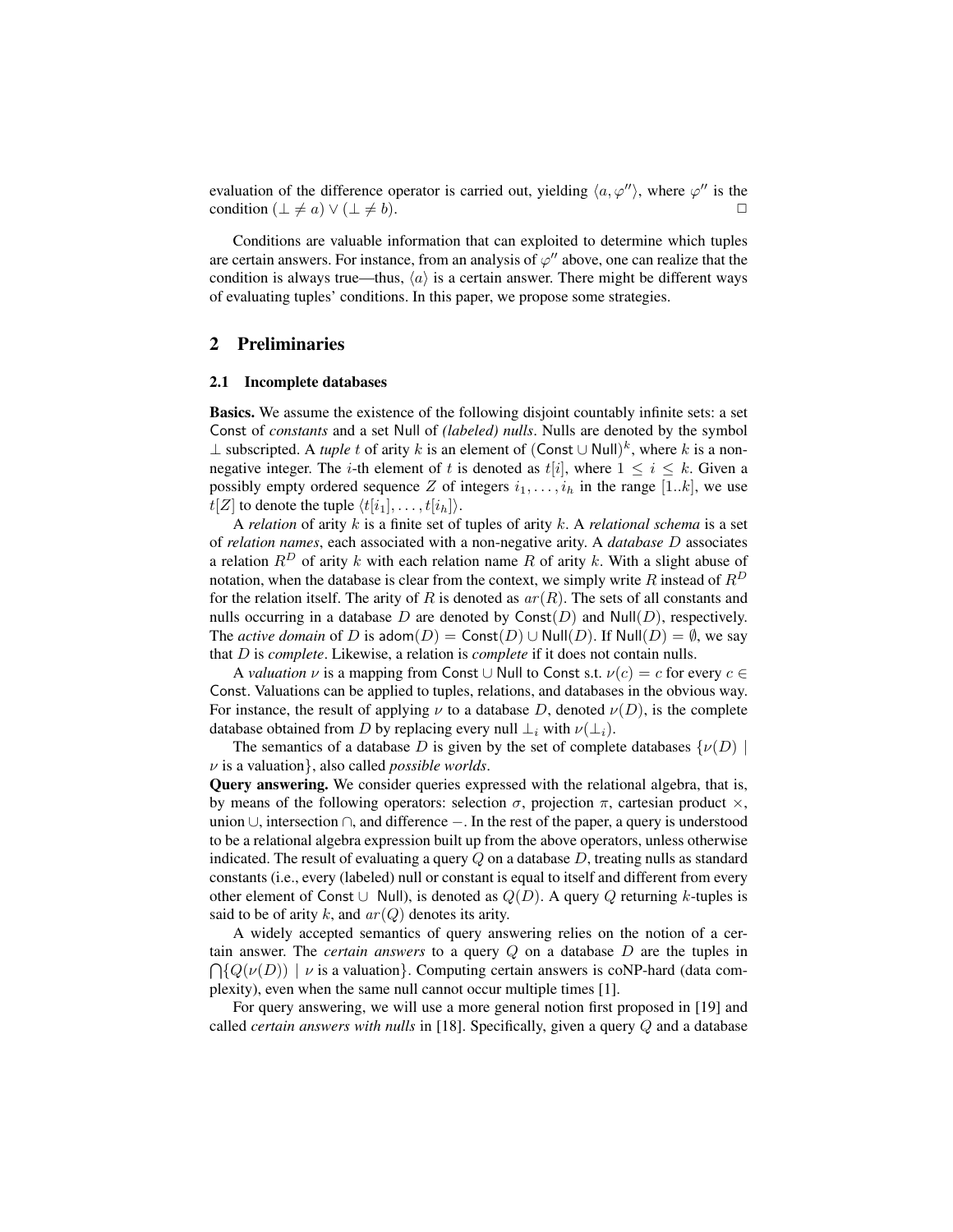evaluation of the difference operator is carried out, yielding $\langle a, \varphi'' \rangle$, where $\varphi''$ is the condition $(\bot \neq a) \vee (\bot \neq b)$. □

Conditions are valuable information that can exploited to determine which tuples are certain answers. For instance, from an analysis of $\varphi''$ above, one can realize that the condition is always true—thus, $\langle a \rangle$ is a certain answer. There might be different ways of evaluating tuples' conditions. In this paper, we propose some strategies.

## 2 Preliminaries

### 2.1 Incomplete databases

**Basics.** We assume the existence of the following disjoint countably infinite sets: a set $\mathsf{Const}$ of *constants* and a set $\mathsf{Null}$ of *(labeled) nulls*. Nulls are denoted by the symbol $\bot$ subscripted. A *tuple* $t$ of arity $k$ is an element of $(\mathsf{Const} \cup \mathsf{Null})^k$, where $k$ is a non-negative integer. The $i$-th element of $t$ is denoted as $t[i]$, where $1 \leq i \leq k$. Given a possibly empty ordered sequence $Z$ of integers $i_1, \ldots, i_h$ in the range $[1..k]$, we use $t[Z]$ to denote the tuple $\langle t[i_1], \ldots, t[i_h] \rangle$.

A *relation* of arity $k$ is a finite set of tuples of arity $k$. A *relational schema* is a set of *relation names*, each associated with a non-negative arity. A *database* $D$ associates a relation $R^D$ of arity $k$ with each relation name $R$ of arity $k$. With a slight abuse of notation, when the database is clear from the context, we simply write $R$ instead of $R^D$ for the relation itself. The arity of $R$ is denoted as $ar(R)$. The sets of all constants and nulls occurring in a database $D$ are denoted by $\mathsf{Const}(D)$ and $\mathsf{Null}(D)$, respectively. The *active domain* of $D$ is $\mathsf{adom}(D) = \mathsf{Const}(D) \cup \mathsf{Null}(D)$. If $\mathsf{Null}(D) = \emptyset$, we say that $D$ is *complete*. Likewise, a relation is *complete* if it does not contain nulls.

A *valuation* $\nu$ is a mapping from $\mathsf{Const} \cup \mathsf{Null}$ to $\mathsf{Const}$ s.t. $\nu(c) = c$ for every $c \in \mathsf{Const}$. Valuations can be applied to tuples, relations, and databases in the obvious way. For instance, the result of applying $\nu$ to a database $D$, denoted $\nu(D)$, is the complete database obtained from $D$ by replacing every null $\bot_i$ with $\nu(\bot_i)$.

The semantics of a database $D$ is given by the set of complete databases $\{\nu(D) \mid \nu \text{ is a valuation}\}$, also called *possible worlds*.

**Query answering.** We consider queries expressed with the relational algebra, that is, by means of the following operators: selection $\sigma$, projection $\pi$, cartesian product $\times$, union $\cup$, intersection $\cap$, and difference $-$. In the rest of the paper, a query is understood to be a relational algebra expression built up from the above operators, unless otherwise indicated. The result of evaluating a query $Q$ on a database $D$, treating nulls as standard constants (i.e., every (labeled) null or constant is equal to itself and different from every other element of $\mathsf{Const} \cup\ \mathsf{Null}$), is denoted as $Q(D)$. A query $Q$ returning $k$-tuples is said to be of arity $k$, and $ar(Q)$ denotes its arity.

A widely accepted semantics of query answering relies on the notion of a certain answer. The *certain answers* to a query $Q$ on a database $D$ are the tuples in $\bigcap\{Q(\nu(D)) \mid \nu \text{ is a valuation}\}$. Computing certain answers is coNP-hard (data complexity), even when the same null cannot occur multiple times [1].

For query answering, we will use a more general notion first proposed in [19] and called *certain answers with nulls* in [18]. Specifically, given a query $Q$ and a database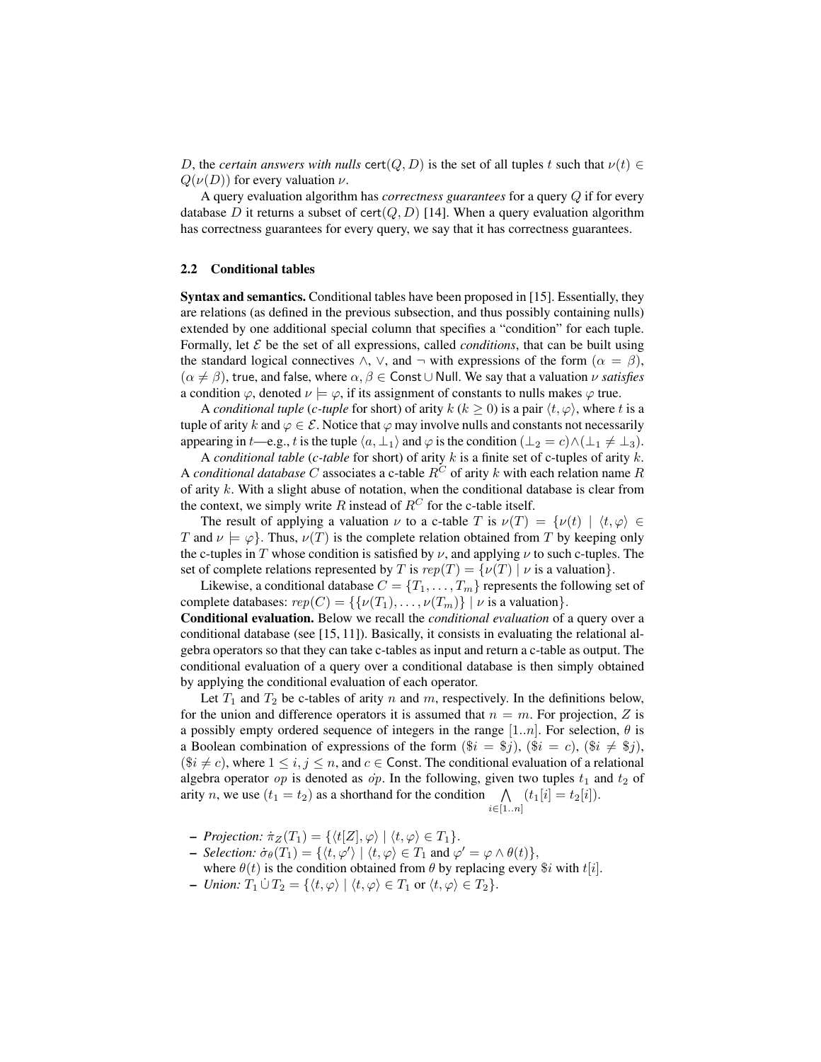$D$, the *certain answers with nulls* $\mathsf{cert}(Q, D)$ is the set of all tuples $t$ such that $\nu(t) \in Q(\nu(D))$ for every valuation $\nu$.

A query evaluation algorithm has *correctness guarantees* for a query $Q$ if for every database $D$ it returns a subset of $\mathsf{cert}(Q, D)$ [14]. When a query evaluation algorithm has correctness guarantees for every query, we say that it has correctness guarantees.

### 2.2 Conditional tables

**Syntax and semantics.** Conditional tables have been proposed in [15]. Essentially, they are relations (as defined in the previous subsection, and thus possibly containing nulls) extended by one additional special column that specifies a "condition" for each tuple. Formally, let $\mathcal{E}$ be the set of all expressions, called *conditions*, that can be built using the standard logical connectives $\wedge$, $\vee$, and $\neg$ with expressions of the form $(\alpha = \beta)$, $(\alpha \neq \beta)$, $\mathsf{true}$, and $\mathsf{false}$, where $\alpha, \beta \in \mathsf{Const} \cup \mathsf{Null}$. We say that a valuation $\nu$ *satisfies* a condition $\varphi$, denoted $\nu \models \varphi$, if its assignment of constants to nulls makes $\varphi$ true.

A *conditional tuple* (*c-tuple* for short) of arity $k$ ($k \geq 0$) is a pair $\langle t, \varphi \rangle$, where $t$ is a tuple of arity $k$ and $\varphi \in \mathcal{E}$. Notice that $\varphi$ may involve nulls and constants not necessarily appearing in $t$—e.g., $t$ is the tuple $\langle a, \bot_1 \rangle$ and $\varphi$ is the condition $(\bot_2 = c) \wedge (\bot_1 \neq \bot_3)$.

A *conditional table* (*c-table* for short) of arity $k$ is a finite set of c-tuples of arity $k$. A *conditional database* $C$ associates a c-table $R^C$ of arity $k$ with each relation name $R$ of arity $k$. With a slight abuse of notation, when the conditional database is clear from the context, we simply write $R$ instead of $R^C$ for the c-table itself.

The result of applying a valuation $\nu$ to a c-table $T$ is $\nu(T) = \{\nu(t) \mid \langle t, \varphi \rangle \in T \text{ and } \nu \models \varphi\}$. Thus, $\nu(T)$ is the complete relation obtained from $T$ by keeping only the c-tuples in $T$ whose condition is satisfied by $\nu$, and applying $\nu$ to such c-tuples. The set of complete relations represented by $T$ is $rep(T) = \{\nu(T) \mid \nu \text{ is a valuation}\}$.

Likewise, a conditional database $C = \{T_1, \dots, T_m\}$ represents the following set of complete databases: $rep(C) = \{\{\nu(T_1), \dots, \nu(T_m)\} \mid \nu \text{ is a valuation}\}$.

**Conditional evaluation.** Below we recall the *conditional evaluation* of a query over a conditional database (see [15, 11]). Basically, it consists in evaluating the relational algebra operators so that they can take c-tables as input and return a c-table as output. The conditional evaluation of a query over a conditional database is then simply obtained by applying the conditional evaluation of each operator.

Let $T_1$ and $T_2$ be c-tables of arity $n$ and $m$, respectively. In the definitions below, for the union and difference operators it is assumed that $n = m$. For projection, $Z$ is a possibly empty ordered sequence of integers in the range $[1..n]$. For selection, $\theta$ is a Boolean combination of expressions of the form $(\$i = \$j)$, $(\$i = c)$, $(\$i \neq \$j)$, $(\$i \neq c)$, where $1 \leq i, j \leq n$, and $c \in \mathsf{Const}$. The conditional evaluation of a relational algebra operator $op$ is denoted as $\dot{op}$. In the following, given two tuples $t_1$ and $t_2$ of arity $n$, we use $(t_1 = t_2)$ as a shorthand for the condition $\bigwedge_{i \in [1..n]} (t_1[i] = t_2[i])$.

- *Projection:* $\dot{\pi}_Z(T_1) = \{\langle t[Z], \varphi \rangle \mid \langle t, \varphi \rangle \in T_1\}$.
- *Selection:* $\dot{\sigma}_\theta(T_1) = \{\langle t, \varphi' \rangle \mid \langle t, \varphi \rangle \in T_1 \text{ and } \varphi' = \varphi \wedge \theta(t)\}$, where $\theta(t)$ is the condition obtained from $\theta$ by replacing every $\$i$ with $t[i]$.
- *Union:* $T_1 \,\dot{\cup}\, T_2 = \{\langle t, \varphi \rangle \mid \langle t, \varphi \rangle \in T_1 \text{ or } \langle t, \varphi \rangle \in T_2\}$.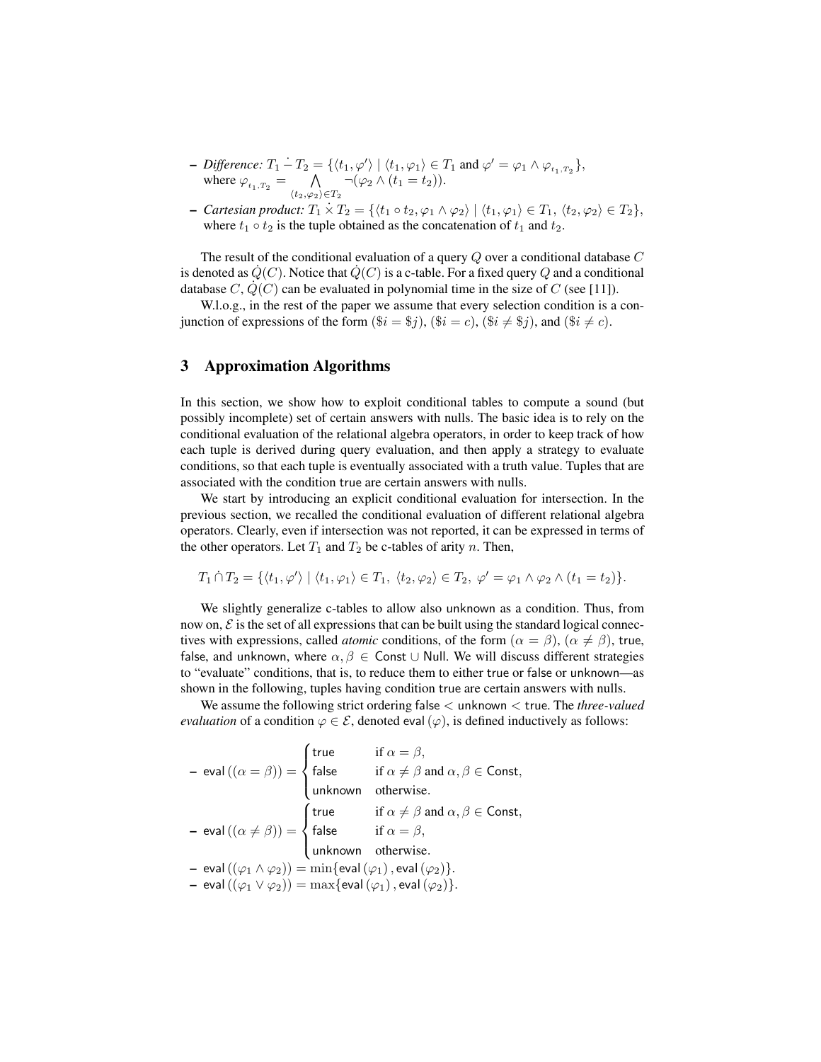– *Difference:* $T_1 \dot{-} T_2 = \{\langle t_1, \varphi' \rangle \mid \langle t_1, \varphi_1 \rangle \in T_1$ and $\varphi' = \varphi_1 \wedge \varphi_{t_1,T_2}\}$, where $\varphi_{t_1,T_2} = \bigwedge_{\langle t_2,\varphi_2 \rangle \in T_2} \neg(\varphi_2 \wedge (t_1 = t_2))$.

– *Cartesian product:* $T_1 \dot{\times} T_2 = \{\langle t_1 \circ t_2, \varphi_1 \wedge \varphi_2 \rangle \mid \langle t_1, \varphi_1 \rangle \in T_1,\ \langle t_2, \varphi_2 \rangle \in T_2\}$, where $t_1 \circ t_2$ is the tuple obtained as the concatenation of $t_1$ and $t_2$.

The result of the conditional evaluation of a query $Q$ over a conditional database $C$ is denoted as $\dot{Q}(C)$. Notice that $\dot{Q}(C)$ is a c-table. For a fixed query $Q$ and a conditional database $C$, $\dot{Q}(C)$ can be evaluated in polynomial time in the size of $C$ (see [11]).

W.l.o.g., in the rest of the paper we assume that every selection condition is a conjunction of expressions of the form $(\$i = \$j)$, $(\$i = c)$, $(\$i \neq \$j)$, and $(\$i \neq c)$.

## 3 Approximation Algorithms

In this section, we show how to exploit conditional tables to compute a sound (but possibly incomplete) set of certain answers with nulls. The basic idea is to rely on the conditional evaluation of the relational algebra operators, in order to keep track of how each tuple is derived during query evaluation, and then apply a strategy to evaluate conditions, so that each tuple is eventually associated with a truth value. Tuples that are associated with the condition true are certain answers with nulls.

We start by introducing an explicit conditional evaluation for intersection. In the previous section, we recalled the conditional evaluation of different relational algebra operators. Clearly, even if intersection was not reported, it can be expressed in terms of the other operators. Let $T_1$ and $T_2$ be c-tables of arity $n$. Then,

$$T_1 \dot{\cap} T_2 = \{\langle t_1, \varphi' \rangle \mid \langle t_1, \varphi_1 \rangle \in T_1,\ \langle t_2, \varphi_2 \rangle \in T_2,\ \varphi' = \varphi_1 \wedge \varphi_2 \wedge (t_1 = t_2)\}.$$

We slightly generalize c-tables to allow also unknown as a condition. Thus, from now on, $\mathcal{E}$ is the set of all expressions that can be built using the standard logical connectives with expressions, called *atomic* conditions, of the form $(\alpha = \beta)$, $(\alpha \neq \beta)$, true, false, and unknown, where $\alpha, \beta \in \mathsf{Const} \cup \mathsf{Null}$. We will discuss different strategies to "evaluate" conditions, that is, to reduce them to either true or false or unknown—as shown in the following, tuples having condition true are certain answers with nulls.

We assume the following strict ordering false < unknown < true. The *three-valued evaluation* of a condition $\varphi \in \mathcal{E}$, denoted $\mathsf{eval}(\varphi)$, is defined inductively as follows:

– $\mathsf{eval}((\alpha = \beta)) = \begin{cases} \mathsf{true} & \text{if } \alpha = \beta, \\ \mathsf{false} & \text{if } \alpha \neq \beta \text{ and } \alpha, \beta \in \mathsf{Const}, \\ \mathsf{unknown} & \text{otherwise.} \end{cases}$

– $\mathsf{eval}((\alpha \neq \beta)) = \begin{cases} \mathsf{true} & \text{if } \alpha \neq \beta \text{ and } \alpha, \beta \in \mathsf{Const}, \\ \mathsf{false} & \text{if } \alpha = \beta, \\ \mathsf{unknown} & \text{otherwise.} \end{cases}$

– $\mathsf{eval}((\varphi_1 \wedge \varphi_2)) = \min\{\mathsf{eval}(\varphi_1), \mathsf{eval}(\varphi_2)\}$.

– $\mathsf{eval}((\varphi_1 \vee \varphi_2)) = \max\{\mathsf{eval}(\varphi_1), \mathsf{eval}(\varphi_2)\}$.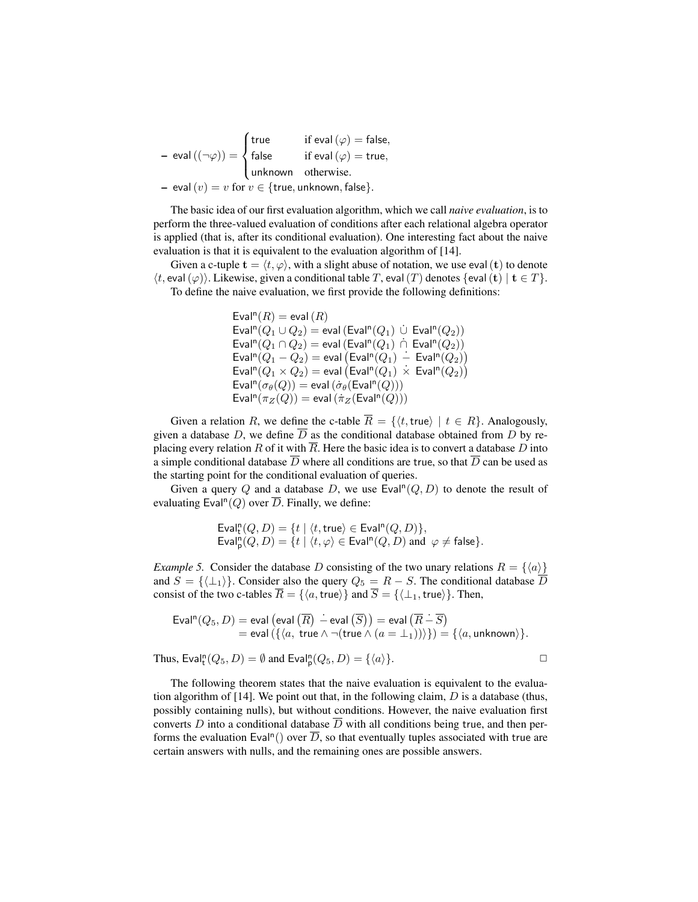– $\mathsf{eval}\,((\neg\varphi)) = \begin{cases} \mathsf{true} & \text{if } \mathsf{eval}\,(\varphi) = \mathsf{false}, \\ \mathsf{false} & \text{if } \mathsf{eval}\,(\varphi) = \mathsf{true}, \\ \mathsf{unknown} & \text{otherwise.} \end{cases}$

– $\mathsf{eval}\,(v) = v$ for $v \in \{\mathsf{true}, \mathsf{unknown}, \mathsf{false}\}$.

The basic idea of our first evaluation algorithm, which we call *naive evaluation*, is to perform the three-valued evaluation of conditions after each relational algebra operator is applied (that is, after its conditional evaluation). One interesting fact about the naive evaluation is that it is equivalent to the evaluation algorithm of [14].

Given a c-tuple $\mathbf{t} = \langle t, \varphi \rangle$, with a slight abuse of notation, we use $\mathsf{eval}\,(\mathbf{t})$ to denote $\langle t, \mathsf{eval}\,(\varphi) \rangle$. Likewise, given a conditional table $T$, $\mathsf{eval}\,(T)$ denotes $\{\mathsf{eval}\,(\mathbf{t}) \mid \mathbf{t} \in T\}$.

To define the naive evaluation, we first provide the following definitions:

$$
\begin{aligned}
&\mathsf{Eval}^{\mathsf{n}}(R) = \mathsf{eval}\,(R) \\
&\mathsf{Eval}^{\mathsf{n}}(Q_1 \cup Q_2) = \mathsf{eval}\,(\mathsf{Eval}^{\mathsf{n}}(Q_1) \ \dot{\cup} \ \mathsf{Eval}^{\mathsf{n}}(Q_2)) \\
&\mathsf{Eval}^{\mathsf{n}}(Q_1 \cap Q_2) = \mathsf{eval}\,(\mathsf{Eval}^{\mathsf{n}}(Q_1) \ \dot{\cap} \ \mathsf{Eval}^{\mathsf{n}}(Q_2)) \\
&\mathsf{Eval}^{\mathsf{n}}(Q_1 - Q_2) = \mathsf{eval}\left(\mathsf{Eval}^{\mathsf{n}}(Q_1) \ \dot{-} \ \mathsf{Eval}^{\mathsf{n}}(Q_2)\right) \\
&\mathsf{Eval}^{\mathsf{n}}(Q_1 \times Q_2) = \mathsf{eval}\left(\mathsf{Eval}^{\mathsf{n}}(Q_1) \ \dot{\times} \ \mathsf{Eval}^{\mathsf{n}}(Q_2)\right) \\
&\mathsf{Eval}^{\mathsf{n}}(\sigma_\theta(Q)) = \mathsf{eval}\,(\dot{\sigma}_\theta(\mathsf{Eval}^{\mathsf{n}}(Q))) \\
&\mathsf{Eval}^{\mathsf{n}}(\pi_Z(Q)) = \mathsf{eval}\,(\dot{\pi}_Z(\mathsf{Eval}^{\mathsf{n}}(Q)))
\end{aligned}
$$

Given a relation $R$, we define the c-table $\overline{R} = \{\langle t, \mathsf{true} \rangle \mid t \in R\}$. Analogously, given a database $D$, we define $\overline{D}$ as the conditional database obtained from $D$ by replacing every relation $R$ of it with $\overline{R}$. Here the basic idea is to convert a database $D$ into a simple conditional database $\overline{D}$ where all conditions are true, so that $\overline{D}$ can be used as the starting point for the conditional evaluation of queries.

Given a query $Q$ and a database $D$, we use $\mathsf{Eval}^{\mathsf{n}}(Q, D)$ to denote the result of evaluating $\mathsf{Eval}^{\mathsf{n}}(Q)$ over $\overline{D}$. Finally, we define:

$$
\begin{aligned}
&\mathsf{Eval}^{\mathsf{n}}_{\mathsf{t}}(Q, D) = \{t \mid \langle t, \mathsf{true} \rangle \in \mathsf{Eval}^{\mathsf{n}}(Q, D)\}, \\
&\mathsf{Eval}^{\mathsf{n}}_{\mathsf{p}}(Q, D) = \{t \mid \langle t, \varphi \rangle \in \mathsf{Eval}^{\mathsf{n}}(Q, D) \text{ and } \varphi \neq \mathsf{false}\}.
\end{aligned}
$$

*Example 5.* Consider the database $D$ consisting of the two unary relations $R = \{\langle a \rangle\}$ and $S = \{\langle \bot_1 \rangle\}$. Consider also the query $Q_5 = R - S$. The conditional database $\overline{D}$ consist of the two c-tables $\overline{R} = \{\langle a, \mathsf{true} \rangle\}$ and $\overline{S} = \{\langle \bot_1, \mathsf{true} \rangle\}$. Then,

$$
\begin{aligned}
\mathsf{Eval}^{\mathsf{n}}(Q_5, D) &= \mathsf{eval}\left(\mathsf{eval}\left(\overline{R}\right) \ \dot{-} \ \mathsf{eval}\left(\overline{S}\right)\right) = \mathsf{eval}\left(\overline{R} \ \dot{-} \ \overline{S}\right) \\
&= \mathsf{eval}\left(\{\langle a, \ \mathsf{true} \wedge \neg(\mathsf{true} \wedge (a = \bot_1)) \rangle\}\right) = \{\langle a, \mathsf{unknown} \rangle\}.
\end{aligned}
$$

Thus, $\mathsf{Eval}^{\mathsf{n}}_{\mathsf{t}}(Q_5, D) = \emptyset$ and $\mathsf{Eval}^{\mathsf{n}}_{\mathsf{p}}(Q_5, D) = \{\langle a \rangle\}$. □

The following theorem states that the naive evaluation is equivalent to the evaluation algorithm of [14]. We point out that, in the following claim, $D$ is a database (thus, possibly containing nulls), but without conditions. However, the naive evaluation first converts $D$ into a conditional database $\overline{D}$ with all conditions being true, and then performs the evaluation $\mathsf{Eval}^{\mathsf{n}}()$ over $\overline{D}$, so that eventually tuples associated with true are certain answers with nulls, and the remaining ones are possible answers.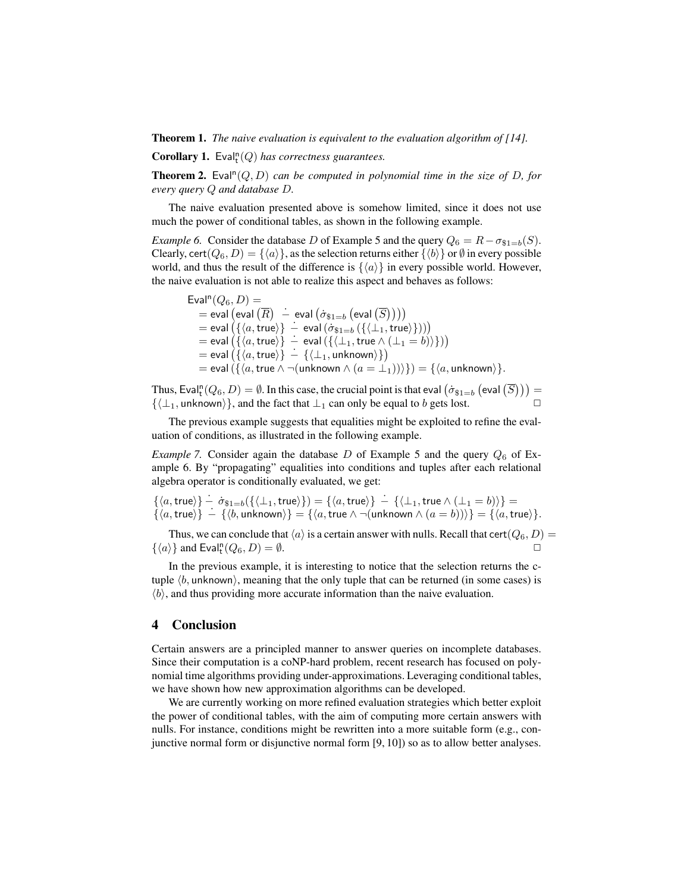**Theorem 1.** *The naive evaluation is equivalent to the evaluation algorithm of [14].*

**Corollary 1.** $\mathsf{Eval}^{\mathsf{n}}_{\mathsf{t}}(Q)$ *has correctness guarantees.*

**Theorem 2.** $\mathsf{Eval}^{\mathsf{n}}(Q, D)$ *can be computed in polynomial time in the size of* $D$*, for every query* $Q$ *and database* $D$*.*

The naive evaluation presented above is somehow limited, since it does not use much the power of conditional tables, as shown in the following example.

*Example 6.* Consider the database $D$ of Example 5 and the query $Q_6 = R - \sigma_{\$1=b}(S)$. Clearly, $\mathsf{cert}(Q_6, D) = \{\langle a \rangle\}$, as the selection returns either $\{\langle b \rangle\}$ or $\emptyset$ in every possible world, and thus the result of the difference is $\{\langle a \rangle\}$ in every possible world. However, the naive evaluation is not able to realize this aspect and behaves as follows:

$$
\begin{aligned}
&\mathsf{Eval}^{\mathsf{n}}(Q_6, D) = \\
&= \mathsf{eval}\left(\mathsf{eval}\left(\overline{R}\right) \ \dot{-}\ \mathsf{eval}\left(\dot{\sigma}_{\$1=b}\left(\mathsf{eval}\left(\overline{S}\right)\right)\right)\right) \\
&= \mathsf{eval}\left(\{\langle a, \mathsf{true}\rangle\} \ \dot{-}\ \mathsf{eval}\left(\dot{\sigma}_{\$1=b}\left(\{\langle \bot_1, \mathsf{true}\rangle\}\right)\right)\right) \\
&= \mathsf{eval}\left(\{\langle a, \mathsf{true}\rangle\} \ \dot{-}\ \mathsf{eval}\left(\{\langle \bot_1, \mathsf{true} \wedge (\bot_1 = b)\rangle\}\right)\right) \\
&= \mathsf{eval}\left(\{\langle a, \mathsf{true}\rangle\} \ \dot{-}\ \{\langle \bot_1, \mathsf{unknown}\rangle\}\right) \\
&= \mathsf{eval}\left(\{\langle a, \mathsf{true} \wedge \neg(\mathsf{unknown} \wedge (a = \bot_1))\rangle\}\right) = \{\langle a, \mathsf{unknown}\rangle\}.
\end{aligned}
$$

Thus, $\mathsf{Eval}^{\mathsf{n}}_{\mathsf{t}}(Q_6, D) = \emptyset$. In this case, the crucial point is that $\mathsf{eval}\left(\dot{\sigma}_{\$1=b}\left(\mathsf{eval}\left(\overline{S}\right)\right)\right) = \{\langle \bot_1, \mathsf{unknown}\rangle\}$, and the fact that $\bot_1$ can only be equal to $b$ gets lost. □

The previous example suggests that equalities might be exploited to refine the evaluation of conditions, as illustrated in the following example.

*Example 7.* Consider again the database $D$ of Example 5 and the query $Q_6$ of Example 6. By "propagating" equalities into conditions and tuples after each relational algebra operator is conditionally evaluated, we get:

$$
\begin{aligned}
&\{\langle a, \mathsf{true}\rangle\} \ \dot{-}\ \dot{\sigma}_{\$1=b}(\{\langle \bot_1, \mathsf{true}\rangle\}) = \{\langle a, \mathsf{true}\rangle\} \ \dot{-}\ \{\langle \bot_1, \mathsf{true} \wedge (\bot_1 = b)\rangle\} = \\
&\{\langle a, \mathsf{true}\rangle\} \ \dot{-}\ \{\langle b, \mathsf{unknown}\rangle\} = \{\langle a, \mathsf{true} \wedge \neg(\mathsf{unknown} \wedge (a = b))\rangle\} = \{\langle a, \mathsf{true}\rangle\}.
\end{aligned}
$$

Thus, we can conclude that $\langle a \rangle$ is a certain answer with nulls. Recall that $\mathsf{cert}(Q_6, D) = \{\langle a \rangle\}$ and $\mathsf{Eval}^{\mathsf{n}}_{\mathsf{t}}(Q_6, D) = \emptyset$. □

In the previous example, it is interesting to notice that the selection returns the c-tuple $\langle b, \mathsf{unknown}\rangle$, meaning that the only tuple that can be returned (in some cases) is $\langle b \rangle$, and thus providing more accurate information than the naive evaluation.

## 4 Conclusion

Certain answers are a principled manner to answer queries on incomplete databases. Since their computation is a coNP-hard problem, recent research has focused on polynomial time algorithms providing under-approximations. Leveraging conditional tables, we have shown how new approximation algorithms can be developed.

We are currently working on more refined evaluation strategies which better exploit the power of conditional tables, with the aim of computing more certain answers with nulls. For instance, conditions might be rewritten into a more suitable form (e.g., conjunctive normal form or disjunctive normal form [9, 10]) so as to allow better analyses.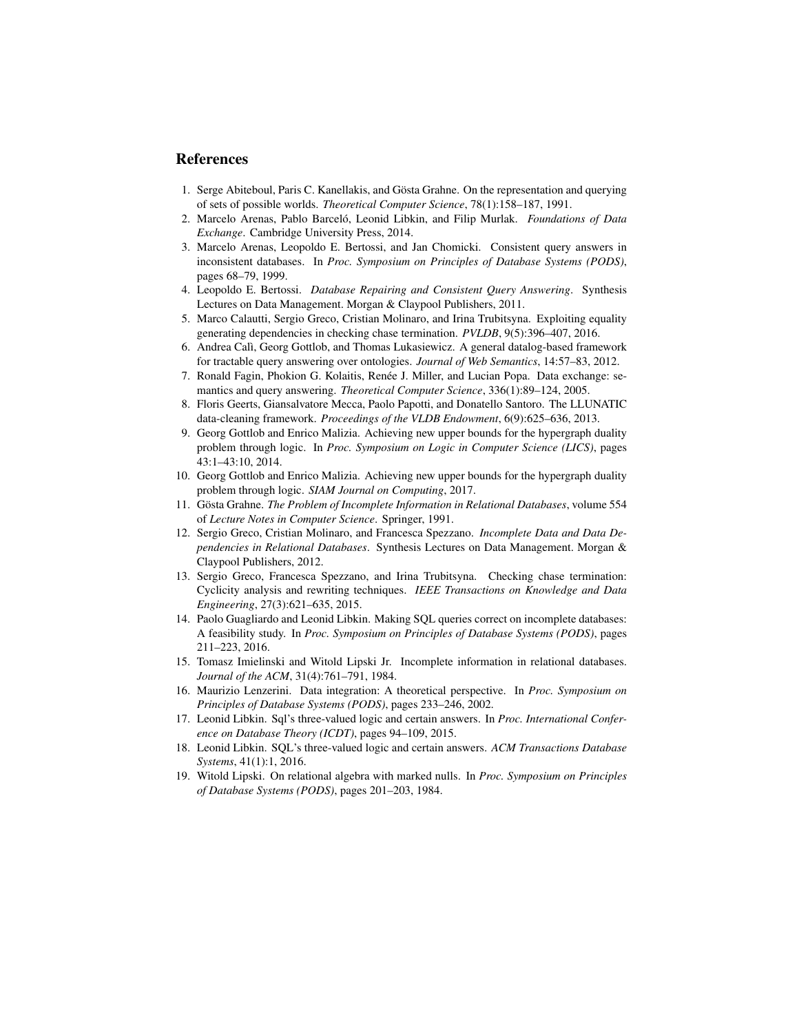## References

1. Serge Abiteboul, Paris C. Kanellakis, and Gösta Grahne. On the representation and querying of sets of possible worlds. *Theoretical Computer Science*, 78(1):158–187, 1991.
2. Marcelo Arenas, Pablo Barceló, Leonid Libkin, and Filip Murlak. *Foundations of Data Exchange*. Cambridge University Press, 2014.
3. Marcelo Arenas, Leopoldo E. Bertossi, and Jan Chomicki. Consistent query answers in inconsistent databases. In *Proc. Symposium on Principles of Database Systems (PODS)*, pages 68–79, 1999.
4. Leopoldo E. Bertossi. *Database Repairing and Consistent Query Answering*. Synthesis Lectures on Data Management. Morgan & Claypool Publishers, 2011.
5. Marco Calautti, Sergio Greco, Cristian Molinaro, and Irina Trubitsyna. Exploiting equality generating dependencies in checking chase termination. *PVLDB*, 9(5):396–407, 2016.
6. Andrea Calì, Georg Gottlob, and Thomas Lukasiewicz. A general datalog-based framework for tractable query answering over ontologies. *Journal of Web Semantics*, 14:57–83, 2012.
7. Ronald Fagin, Phokion G. Kolaitis, Renée J. Miller, and Lucian Popa. Data exchange: semantics and query answering. *Theoretical Computer Science*, 336(1):89–124, 2005.
8. Floris Geerts, Giansalvatore Mecca, Paolo Papotti, and Donatello Santoro. The LLUNATIC data-cleaning framework. *Proceedings of the VLDB Endowment*, 6(9):625–636, 2013.
9. Georg Gottlob and Enrico Malizia. Achieving new upper bounds for the hypergraph duality problem through logic. In *Proc. Symposium on Logic in Computer Science (LICS)*, pages 43:1–43:10, 2014.
10. Georg Gottlob and Enrico Malizia. Achieving new upper bounds for the hypergraph duality problem through logic. *SIAM Journal on Computing*, 2017.
11. Gösta Grahne. *The Problem of Incomplete Information in Relational Databases*, volume 554 of *Lecture Notes in Computer Science*. Springer, 1991.
12. Sergio Greco, Cristian Molinaro, and Francesca Spezzano. *Incomplete Data and Data Dependencies in Relational Databases*. Synthesis Lectures on Data Management. Morgan & Claypool Publishers, 2012.
13. Sergio Greco, Francesca Spezzano, and Irina Trubitsyna. Checking chase termination: Cyclicity analysis and rewriting techniques. *IEEE Transactions on Knowledge and Data Engineering*, 27(3):621–635, 2015.
14. Paolo Guagliardo and Leonid Libkin. Making SQL queries correct on incomplete databases: A feasibility study. In *Proc. Symposium on Principles of Database Systems (PODS)*, pages 211–223, 2016.
15. Tomasz Imielinski and Witold Lipski Jr. Incomplete information in relational databases. *Journal of the ACM*, 31(4):761–791, 1984.
16. Maurizio Lenzerini. Data integration: A theoretical perspective. In *Proc. Symposium on Principles of Database Systems (PODS)*, pages 233–246, 2002.
17. Leonid Libkin. Sql's three-valued logic and certain answers. In *Proc. International Conference on Database Theory (ICDT)*, pages 94–109, 2015.
18. Leonid Libkin. SQL's three-valued logic and certain answers. *ACM Transactions Database Systems*, 41(1):1, 2016.
19. Witold Lipski. On relational algebra with marked nulls. In *Proc. Symposium on Principles of Database Systems (PODS)*, pages 201–203, 1984.